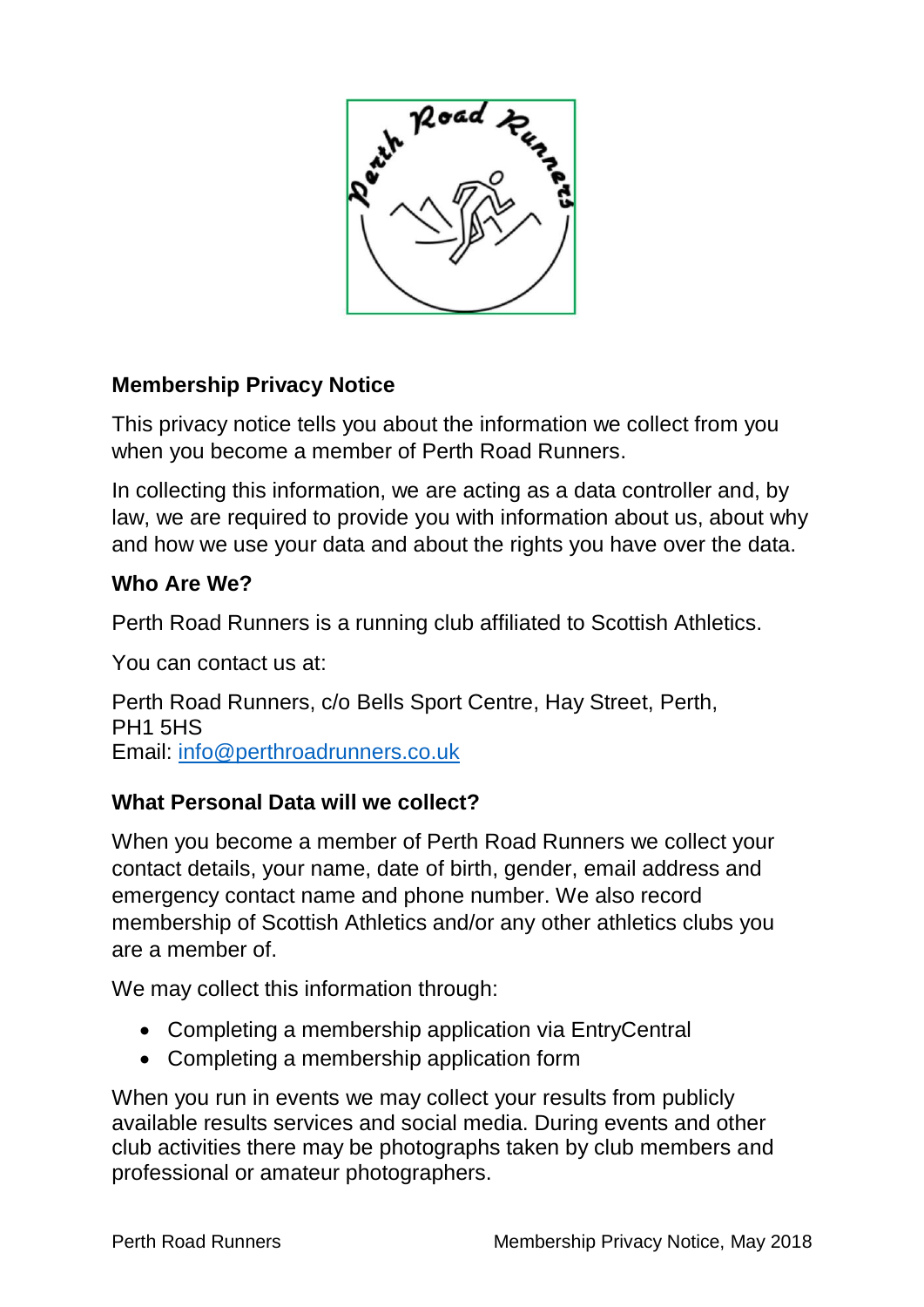## Membership Privacy Notice

This privacy notice tells you about the information we collect from you when you become a member of Perth Road Runners.

In collecting this information, we are acting as a data controller and, by law, we are required to provide you with information about us, about why and how we use your data and about the rights you have over the data.

### Who Are We?

Perth Road Runners is a running club affiliated to Scottish Athletics.

You can contact us at:

Perth Road Runners, c/o Bells Sport Centre, Hay Street, Perth,
PH1 5HS
Email: [info@perthroadrunners.co.uk](mailto:info@perthroadrunners.co.uk)

### What Personal Data will we collect?

When you become a member of Perth Road Runners we collect your contact details, your name, date of birth, gender, email address and emergency contact name and phone number. We also record membership of Scottish Athletics and/or any other athletics clubs you are a member of.

We may collect this information through:

- Completing a membership application via EntryCentral
- Completing a membership application form

When you run in events we may collect your results from publicly available results services and social media. During events and other club activities there may be photographs taken by club members and professional or amateur photographers.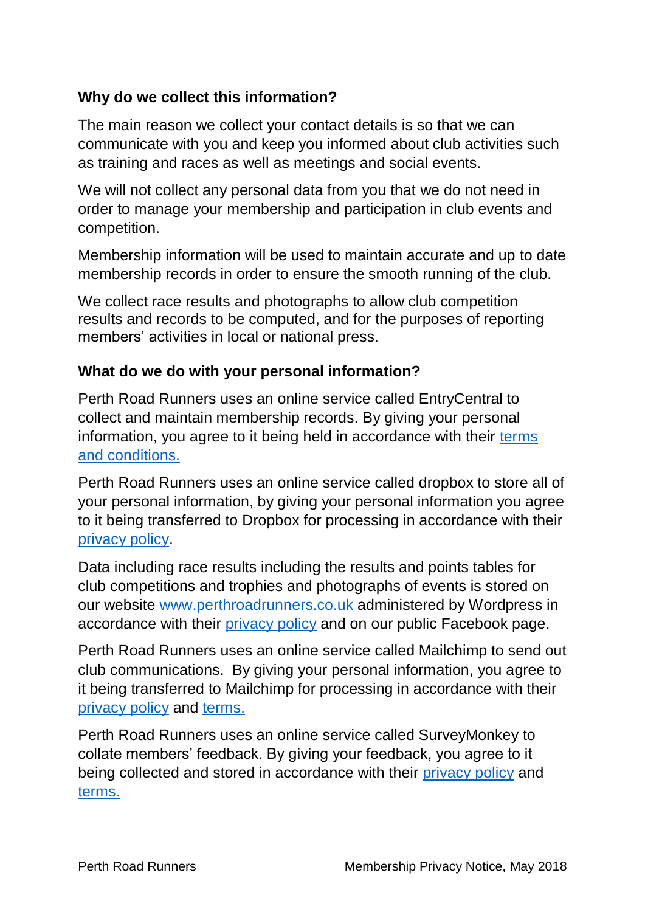**Why do we collect this information?**

The main reason we collect your contact details is so that we can communicate with you and keep you informed about club activities such as training and races as well as meetings and social events.

We will not collect any personal data from you that we do not need in order to manage your membership and participation in club events and competition.

Membership information will be used to maintain accurate and up to date membership records in order to ensure the smooth running of the club.

We collect race results and photographs to allow club competition results and records to be computed, and for the purposes of reporting members' activities in local or national press.

**What do we do with your personal information?**

Perth Road Runners uses an online service called EntryCentral to collect and maintain membership records. By giving your personal information, you agree to it being held in accordance with their terms and conditions.

Perth Road Runners uses an online service called dropbox to store all of your personal information, by giving your personal information you agree to it being transferred to Dropbox for processing in accordance with their privacy policy.

Data including race results including the results and points tables for club competitions and trophies and photographs of events is stored on our website www.perthroadrunners.co.uk administered by Wordpress in accordance with their privacy policy and on our public Facebook page.

Perth Road Runners uses an online service called Mailchimp to send out club communications. By giving your personal information, you agree to it being transferred to Mailchimp for processing in accordance with their privacy policy and terms.

Perth Road Runners uses an online service called SurveyMonkey to collate members' feedback. By giving your feedback, you agree to it being collected and stored in accordance with their privacy policy and terms.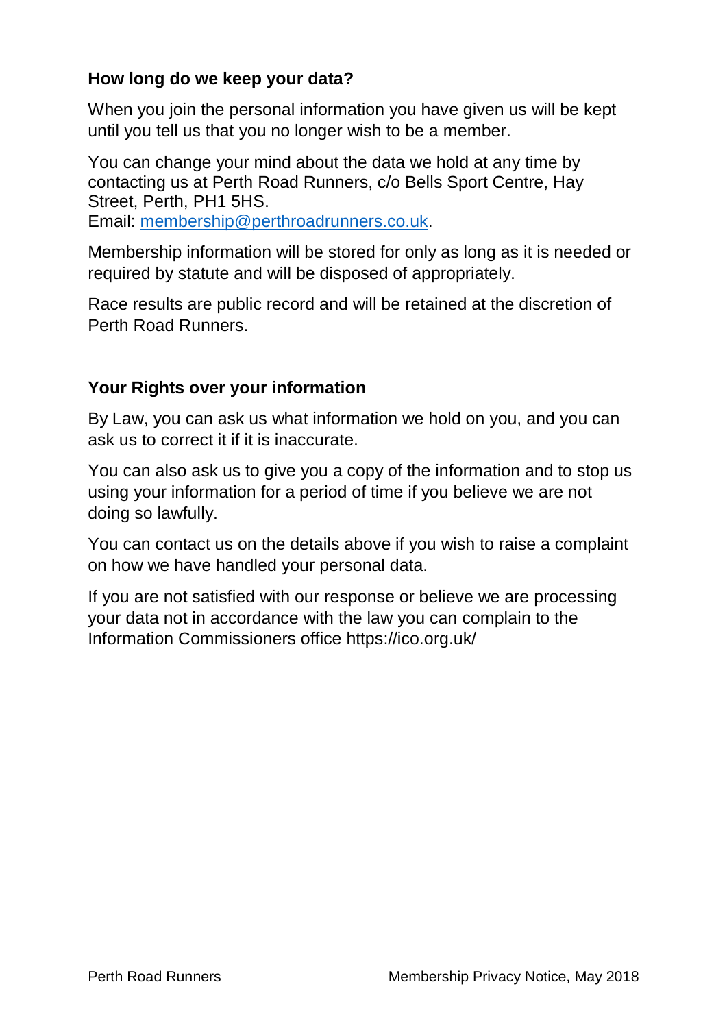### How long do we keep your data?

When you join the personal information you have given us will be kept until you tell us that you no longer wish to be a member.

You can change your mind about the data we hold at any time by contacting us at Perth Road Runners, c/o Bells Sport Centre, Hay Street, Perth, PH1 5HS.
Email: membership@perthroadrunners.co.uk.

Membership information will be stored for only as long as it is needed or required by statute and will be disposed of appropriately.

Race results are public record and will be retained at the discretion of Perth Road Runners.

### Your Rights over your information

By Law, you can ask us what information we hold on you, and you can ask us to correct it if it is inaccurate.

You can also ask us to give you a copy of the information and to stop us using your information for a period of time if you believe we are not doing so lawfully.

You can contact us on the details above if you wish to raise a complaint on how we have handled your personal data.

If you are not satisfied with our response or believe we are processing your data not in accordance with the law you can complain to the Information Commissioners office https://ico.org.uk/